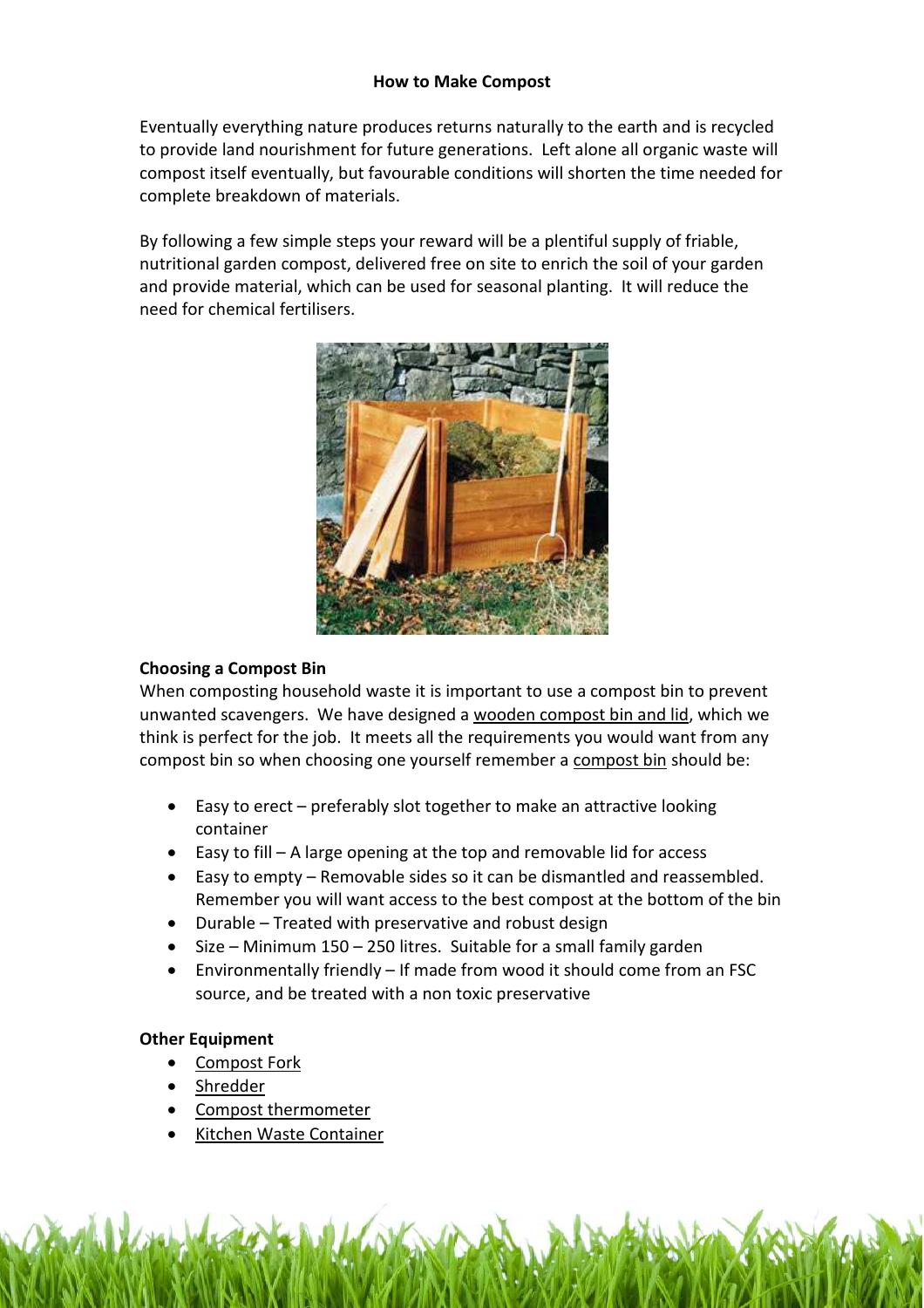# How to Make Compost

Eventually everything nature produces returns naturally to the earth and is recycled to provide land nourishment for future generations. Left alone all organic waste will compost itself eventually, but favourable conditions will shorten the time needed for complete breakdown of materials.

By following a few simple steps your reward will be a plentiful supply of friable, nutritional garden compost, delivered free on site to enrich the soil of your garden and provide material, which can be used for seasonal planting. It will reduce the need for chemical fertilisers.

## Choosing a Compost Bin

When composting household waste it is important to use a compost bin to prevent unwanted scavengers. We have designed a wooden compost bin and lid, which we think is perfect for the job. It meets all the requirements you would want from any compost bin so when choosing one yourself remember a compost bin should be:

- Easy to erect – preferably slot together to make an attractive looking container
- Easy to fill – A large opening at the top and removable lid for access
- Easy to empty – Removable sides so it can be dismantled and reassembled. Remember you will want access to the best compost at the bottom of the bin
- Durable – Treated with preservative and robust design
- Size – Minimum 150 – 250 litres. Suitable for a small family garden
- Environmentally friendly – If made from wood it should come from an FSC source, and be treated with a non toxic preservative

## Other Equipment

- Compost Fork
- Shredder
- Compost thermometer
- Kitchen Waste Container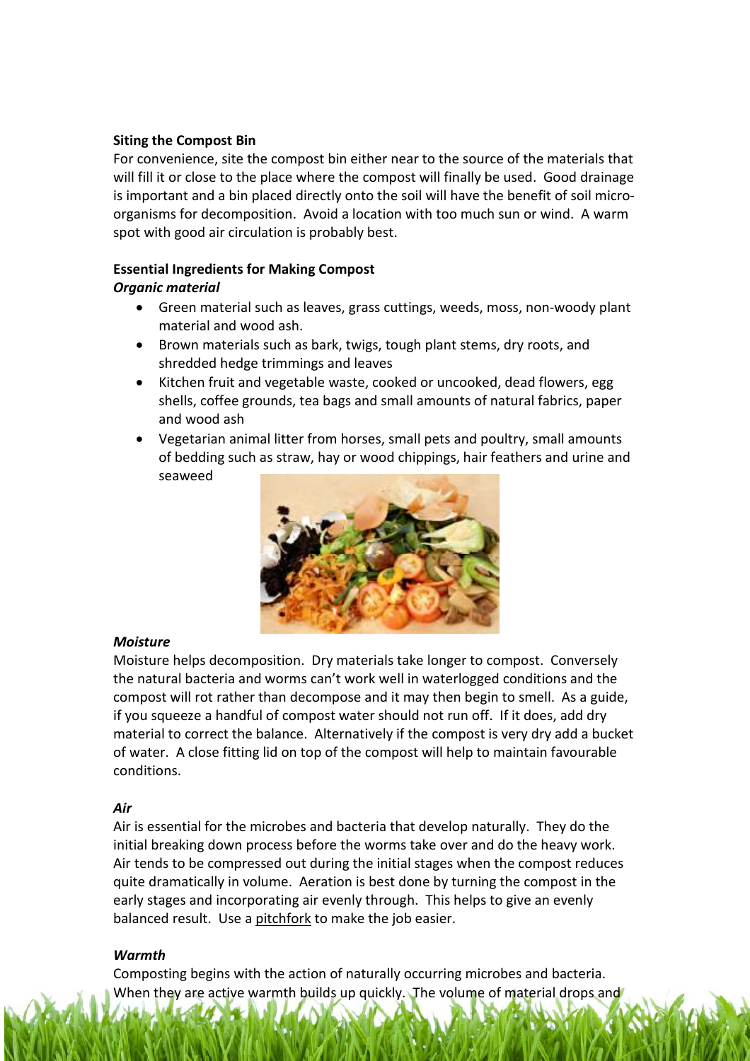**Siting the Compost Bin**

For convenience, site the compost bin either near to the source of the materials that will fill it or close to the place where the compost will finally be used. Good drainage is important and a bin placed directly onto the soil will have the benefit of soil micro-organisms for decomposition. Avoid a location with too much sun or wind. A warm spot with good air circulation is probably best.

**Essential Ingredients for Making Compost**

***Organic material***

- Green material such as leaves, grass cuttings, weeds, moss, non-woody plant material and wood ash.
- Brown materials such as bark, twigs, tough plant stems, dry roots, and shredded hedge trimmings and leaves
- Kitchen fruit and vegetable waste, cooked or uncooked, dead flowers, egg shells, coffee grounds, tea bags and small amounts of natural fabrics, paper and wood ash
- Vegetarian animal litter from horses, small pets and poultry, small amounts of bedding such as straw, hay or wood chippings, hair feathers and urine and seaweed

***Moisture***

Moisture helps decomposition. Dry materials take longer to compost. Conversely the natural bacteria and worms can't work well in waterlogged conditions and the compost will rot rather than decompose and it may then begin to smell. As a guide, if you squeeze a handful of compost water should not run off. If it does, add dry material to correct the balance. Alternatively if the compost is very dry add a bucket of water. A close fitting lid on top of the compost will help to maintain favourable conditions.

***Air***

Air is essential for the microbes and bacteria that develop naturally. They do the initial breaking down process before the worms take over and do the heavy work. Air tends to be compressed out during the initial stages when the compost reduces quite dramatically in volume. Aeration is best done by turning the compost in the early stages and incorporating air evenly through. This helps to give an evenly balanced result. Use a pitchfork to make the job easier.

***Warmth***

Composting begins with the action of naturally occurring microbes and bacteria. When they are active warmth builds up quickly. The volume of material drops and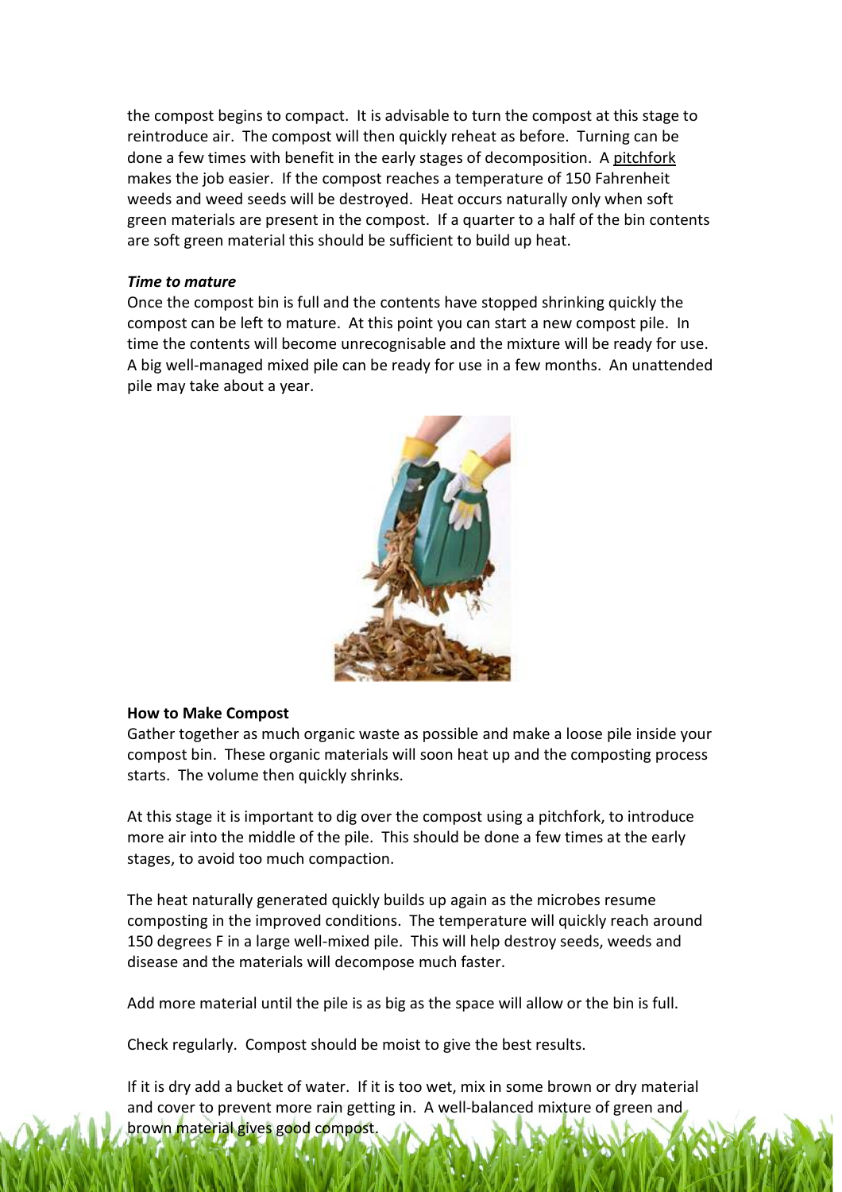the compost begins to compact. It is advisable to turn the compost at this stage to reintroduce air. The compost will then quickly reheat as before. Turning can be done a few times with benefit in the early stages of decomposition. A pitchfork makes the job easier. If the compost reaches a temperature of 150 Fahrenheit weeds and weed seeds will be destroyed. Heat occurs naturally only when soft green materials are present in the compost. If a quarter to a half of the bin contents are soft green material this should be sufficient to build up heat.

***Time to mature***

Once the compost bin is full and the contents have stopped shrinking quickly the compost can be left to mature. At this point you can start a new compost pile. In time the contents will become unrecognisable and the mixture will be ready for use. A big well-managed mixed pile can be ready for use in a few months. An unattended pile may take about a year.

**How to Make Compost**

Gather together as much organic waste as possible and make a loose pile inside your compost bin. These organic materials will soon heat up and the composting process starts. The volume then quickly shrinks.

At this stage it is important to dig over the compost using a pitchfork, to introduce more air into the middle of the pile. This should be done a few times at the early stages, to avoid too much compaction.

The heat naturally generated quickly builds up again as the microbes resume composting in the improved conditions. The temperature will quickly reach around 150 degrees F in a large well-mixed pile. This will help destroy seeds, weeds and disease and the materials will decompose much faster.

Add more material until the pile is as big as the space will allow or the bin is full.

Check regularly. Compost should be moist to give the best results.

If it is dry add a bucket of water. If it is too wet, mix in some brown or dry material and cover to prevent more rain getting in. A well-balanced mixture of green and brown material gives good compost.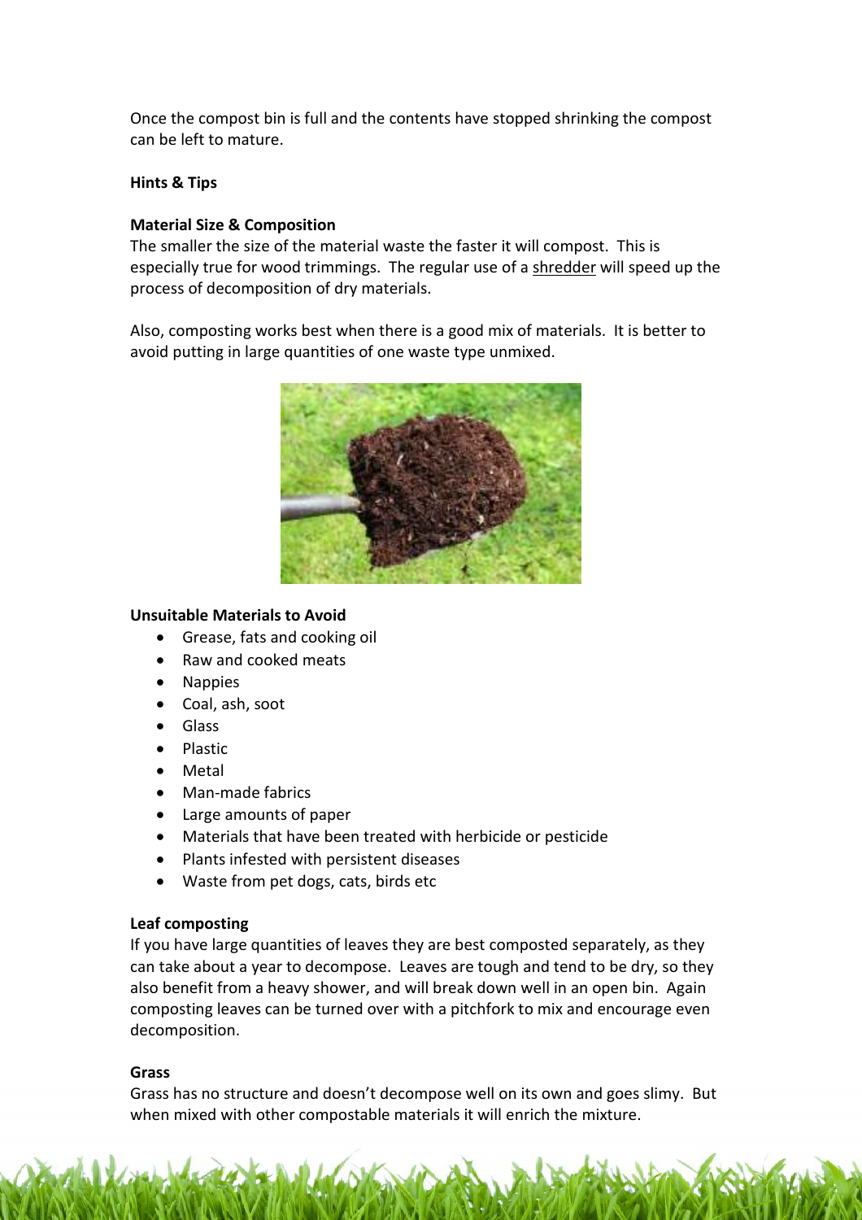Once the compost bin is full and the contents have stopped shrinking the compost can be left to mature.

**Hints & Tips**

**Material Size & Composition**

The smaller the size of the material waste the faster it will compost. This is especially true for wood trimmings. The regular use of a shredder will speed up the process of decomposition of dry materials.

Also, composting works best when there is a good mix of materials. It is better to avoid putting in large quantities of one waste type unmixed.

**Unsuitable Materials to Avoid**

- Grease, fats and cooking oil
- Raw and cooked meats
- Nappies
- Coal, ash, soot
- Glass
- Plastic
- Metal
- Man-made fabrics
- Large amounts of paper
- Materials that have been treated with herbicide or pesticide
- Plants infested with persistent diseases
- Waste from pet dogs, cats, birds etc

**Leaf composting**

If you have large quantities of leaves they are best composted separately, as they can take about a year to decompose. Leaves are tough and tend to be dry, so they also benefit from a heavy shower, and will break down well in an open bin. Again composting leaves can be turned over with a pitchfork to mix and encourage even decomposition.

**Grass**

Grass has no structure and doesn't decompose well on its own and goes slimy. But when mixed with other compostable materials it will enrich the mixture.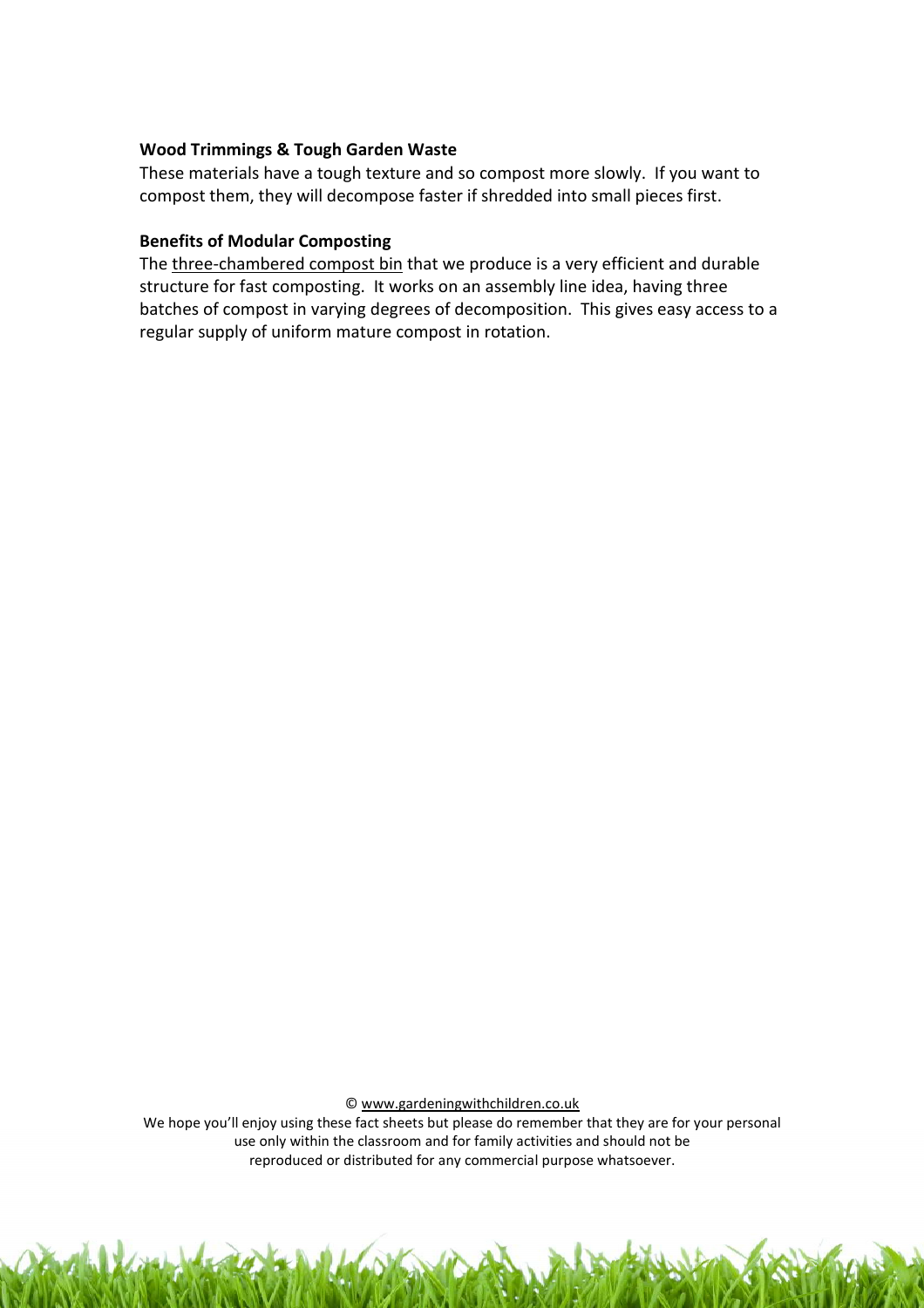**Wood Trimmings & Tough Garden Waste**

These materials have a tough texture and so compost more slowly. If you want to compost them, they will decompose faster if shredded into small pieces first.

**Benefits of Modular Composting**

The three-chambered compost bin that we produce is a very efficient and durable structure for fast composting. It works on an assembly line idea, having three batches of compost in varying degrees of decomposition. This gives easy access to a regular supply of uniform mature compost in rotation.

© www.gardeningwithchildren.co.uk

We hope you'll enjoy using these fact sheets but please do remember that they are for your personal use only within the classroom and for family activities and should not be reproduced or distributed for any commercial purpose whatsoever.